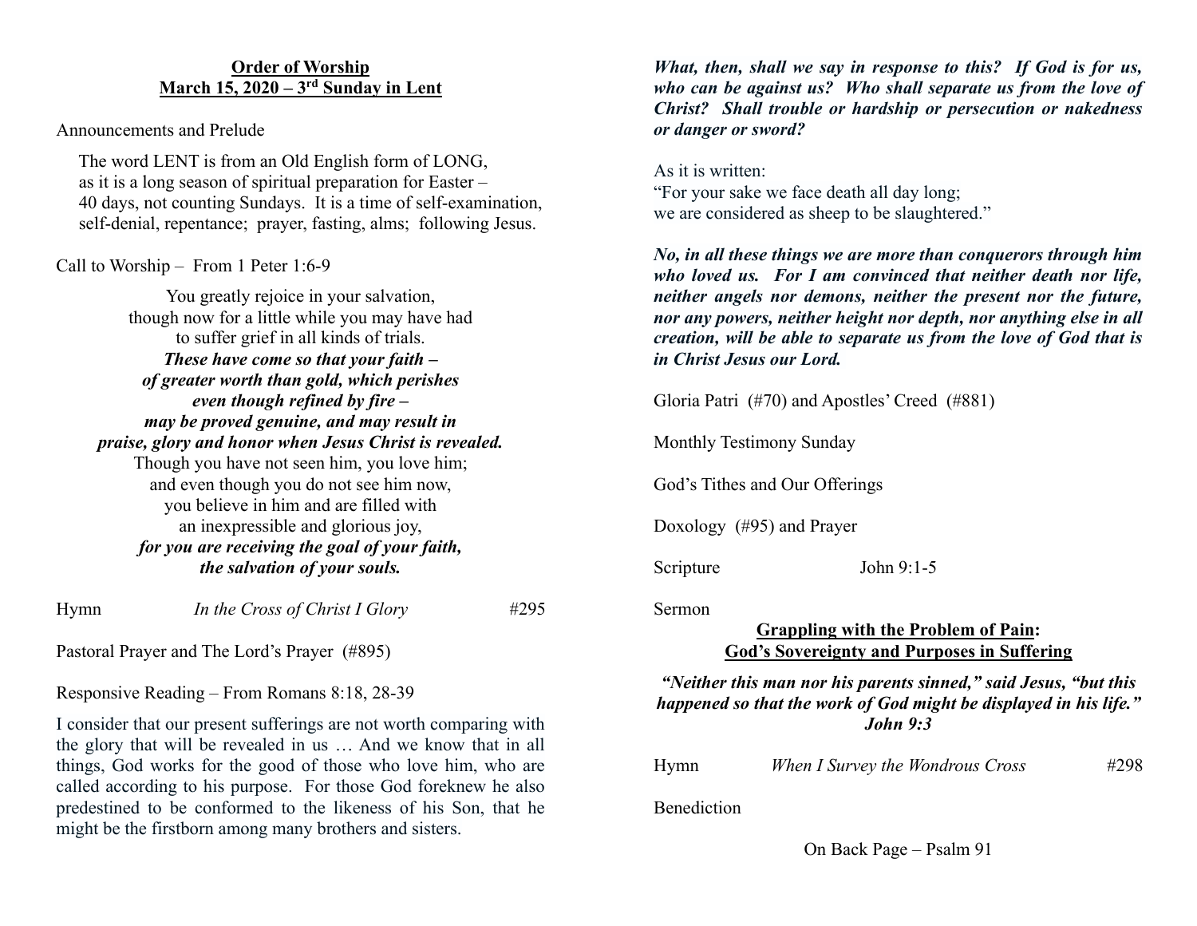## Order of Worship
## March 15, 2020 – 3rd Sunday in Lent

Announcements and Prelude

The word LENT is from an Old English form of LONG,
as it is a long season of spiritual preparation for Easter –
40 days, not counting Sundays. It is a time of self-examination,
self-denial, repentance; prayer, fasting, alms; following Jesus.

Call to Worship – From 1 Peter 1:6-9

You greatly rejoice in your salvation,
though now for a little while you may have had
to suffer grief in all kinds of trials.
***These have come so that your faith –***
***of greater worth than gold, which perishes***
***even though refined by fire –***
***may be proved genuine, and may result in***
***praise, glory and honor when Jesus Christ is revealed.***
Though you have not seen him, you love him;
and even though you do not see him now,
you believe in him and are filled with
an inexpressible and glorious joy,
***for you are receiving the goal of your faith,***
***the salvation of your souls.***

Hymn *In the Cross of Christ I Glory* #295

Pastoral Prayer and The Lord's Prayer (#895)

Responsive Reading – From Romans 8:18, 28-39

I consider that our present sufferings are not worth comparing with the glory that will be revealed in us … And we know that in all things, God works for the good of those who love him, who are called according to his purpose. For those God foreknew he also predestined to be conformed to the likeness of his Son, that he might be the firstborn among many brothers and sisters.

***What, then, shall we say in response to this? If God is for us, who can be against us? Who shall separate us from the love of Christ? Shall trouble or hardship or persecution or nakedness or danger or sword?***

As it is written:
"For your sake we face death all day long;
we are considered as sheep to be slaughtered."

***No, in all these things we are more than conquerors through him who loved us. For I am convinced that neither death nor life, neither angels nor demons, neither the present nor the future, nor any powers, neither height nor depth, nor anything else in all creation, will be able to separate us from the love of God that is in Christ Jesus our Lord.***

Gloria Patri (#70) and Apostles' Creed (#881)

Monthly Testimony Sunday

God's Tithes and Our Offerings

Doxology (#95) and Prayer

Scripture John 9:1-5

Sermon

**Grappling with the Problem of Pain:**
**God's Sovereignty and Purposes in Suffering**

***"Neither this man nor his parents sinned," said Jesus, "but this happened so that the work of God might be displayed in his life." John 9:3***

Hymn *When I Survey the Wondrous Cross* #298

Benediction

On Back Page – Psalm 91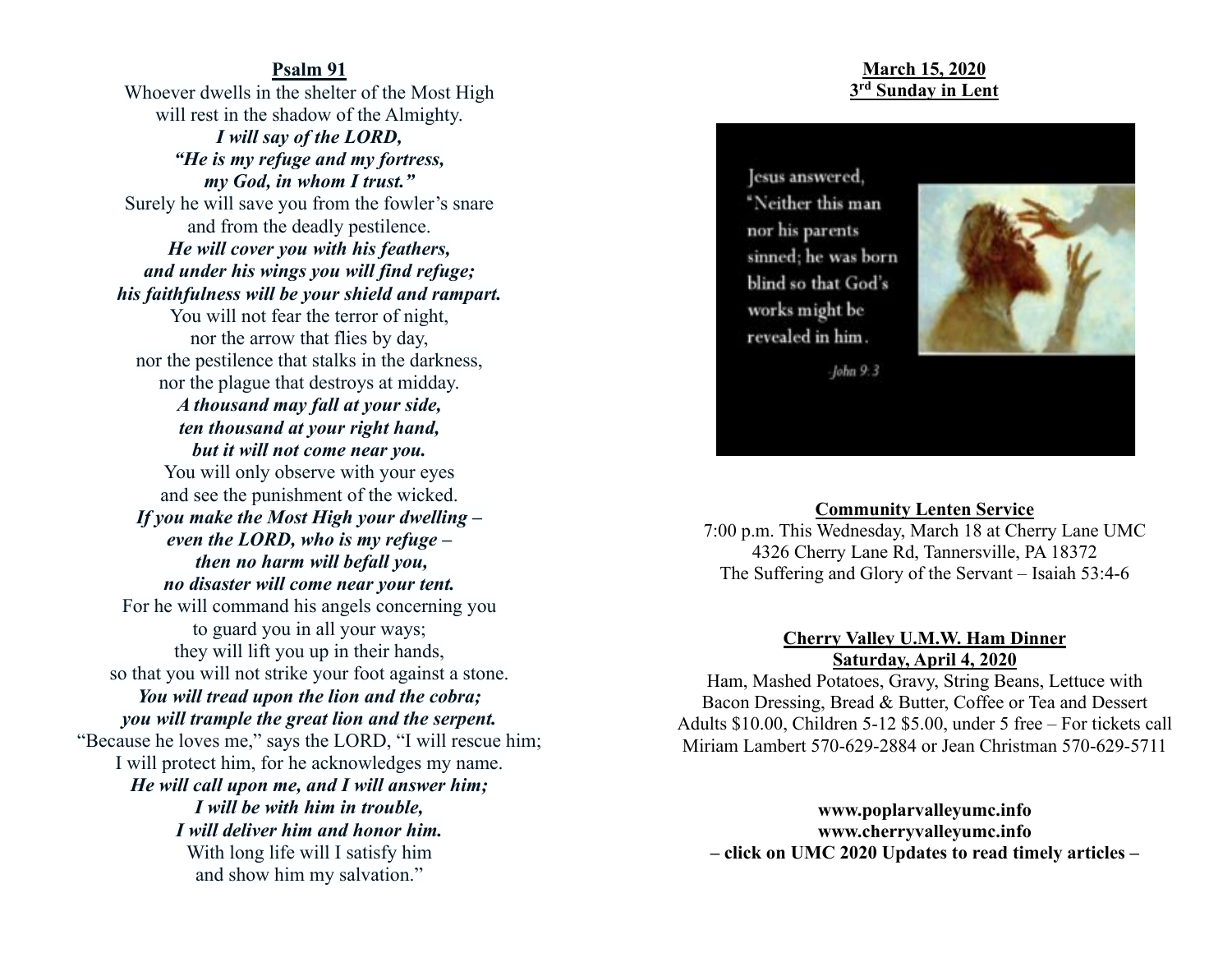## Psalm 91

Whoever dwells in the shelter of the Most High
will rest in the shadow of the Almighty.
***I will say of the LORD,***
***"He is my refuge and my fortress,***
***my God, in whom I trust."***
Surely he will save you from the fowler's snare
and from the deadly pestilence.
***He will cover you with his feathers,***
***and under his wings you will find refuge;***
***his faithfulness will be your shield and rampart.***
You will not fear the terror of night,
nor the arrow that flies by day,
nor the pestilence that stalks in the darkness,
nor the plague that destroys at midday.
***A thousand may fall at your side,***
***ten thousand at your right hand,***
***but it will not come near you.***
You will only observe with your eyes
and see the punishment of the wicked.
***If you make the Most High your dwelling –***
***even the LORD, who is my refuge –***
***then no harm will befall you,***
***no disaster will come near your tent.***
For he will command his angels concerning you
to guard you in all your ways;
they will lift you up in their hands,
so that you will not strike your foot against a stone.
***You will tread upon the lion and the cobra;***
***you will trample the great lion and the serpent.***
"Because he loves me," says the LORD, "I will rescue him;
I will protect him, for he acknowledges my name.
***He will call upon me, and I will answer him;***
***I will be with him in trouble,***
***I will deliver him and honor him.***
With long life will I satisfy him
and show him my salvation."

## March 15, 2020
## 3rd Sunday in Lent

Jesus answered, "Neither this man nor his parents sinned; he was born blind so that God's works might be revealed in him.

*John 9:3*

**Community Lenten Service**

7:00 p.m. This Wednesday, March 18 at Cherry Lane UMC
4326 Cherry Lane Rd, Tannersville, PA 18372
The Suffering and Glory of the Servant – Isaiah 53:4-6

**Cherry Valley U.M.W. Ham Dinner**
**Saturday, April 4, 2020**

Ham, Mashed Potatoes, Gravy, String Beans, Lettuce with Bacon Dressing, Bread & Butter, Coffee or Tea and Dessert
Adults $10.00, Children 5-12 $5.00, under 5 free – For tickets call Miriam Lambert 570-629-2884 or Jean Christman 570-629-5711

**www.poplarvalleyumc.info**
**www.cherryvalleyumc.info**
**– click on UMC 2020 Updates to read timely articles –**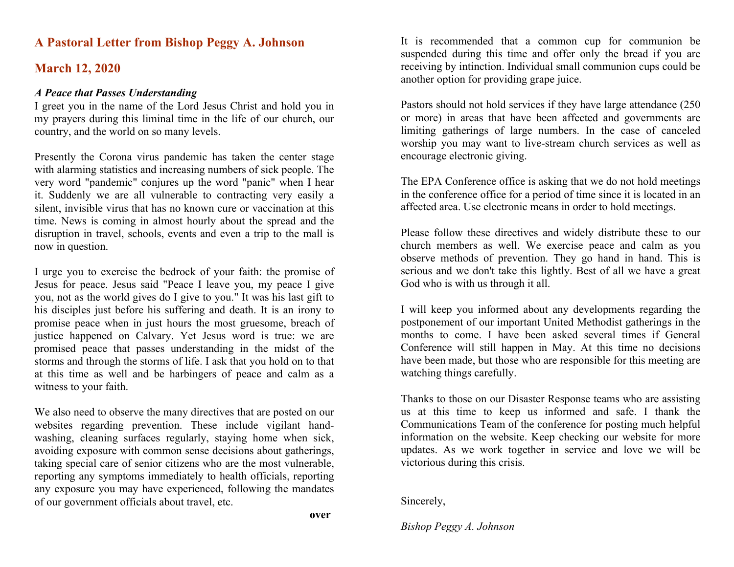## A Pastoral Letter from Bishop Peggy A. Johnson

## March 12, 2020

***A Peace that Passes Understanding***

I greet you in the name of the Lord Jesus Christ and hold you in my prayers during this liminal time in the life of our church, our country, and the world on so many levels.

Presently the Corona virus pandemic has taken the center stage with alarming statistics and increasing numbers of sick people. The very word "pandemic" conjures up the word "panic" when I hear it. Suddenly we are all vulnerable to contracting very easily a silent, invisible virus that has no known cure or vaccination at this time. News is coming in almost hourly about the spread and the disruption in travel, schools, events and even a trip to the mall is now in question.

I urge you to exercise the bedrock of your faith: the promise of Jesus for peace. Jesus said "Peace I leave you, my peace I give you, not as the world gives do I give to you." It was his last gift to his disciples just before his suffering and death. It is an irony to promise peace when in just hours the most gruesome, breach of justice happened on Calvary. Yet Jesus word is true: we are promised peace that passes understanding in the midst of the storms and through the storms of life. I ask that you hold on to that at this time as well and be harbingers of peace and calm as a witness to your faith.

We also need to observe the many directives that are posted on our websites regarding prevention. These include vigilant hand-washing, cleaning surfaces regularly, staying home when sick, avoiding exposure with common sense decisions about gatherings, taking special care of senior citizens who are the most vulnerable, reporting any symptoms immediately to health officials, reporting any exposure you may have experienced, following the mandates of our government officials about travel, etc.

**over**

It is recommended that a common cup for communion be suspended during this time and offer only the bread if you are receiving by intinction. Individual small communion cups could be another option for providing grape juice.

Pastors should not hold services if they have large attendance (250 or more) in areas that have been affected and governments are limiting gatherings of large numbers. In the case of canceled worship you may want to live-stream church services as well as encourage electronic giving.

The EPA Conference office is asking that we do not hold meetings in the conference office for a period of time since it is located in an affected area. Use electronic means in order to hold meetings.

Please follow these directives and widely distribute these to our church members as well. We exercise peace and calm as you observe methods of prevention. They go hand in hand. This is serious and we don't take this lightly. Best of all we have a great God who is with us through it all.

I will keep you informed about any developments regarding the postponement of our important United Methodist gatherings in the months to come. I have been asked several times if General Conference will still happen in May. At this time no decisions have been made, but those who are responsible for this meeting are watching things carefully.

Thanks to those on our Disaster Response teams who are assisting us at this time to keep us informed and safe. I thank the Communications Team of the conference for posting much helpful information on the website. Keep checking our website for more updates. As we work together in service and love we will be victorious during this crisis.

Sincerely,

*Bishop Peggy A. Johnson*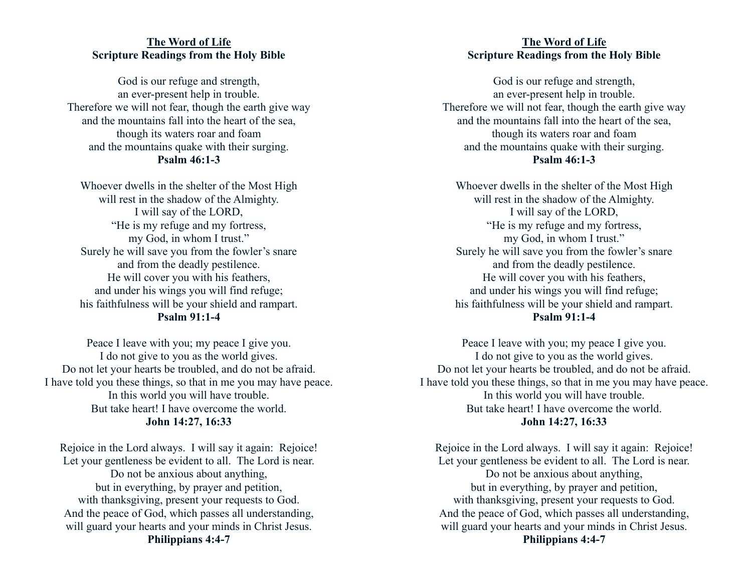**<u>The Word of Life</u>**
**Scripture Readings from the Holy Bible**

God is our refuge and strength,
an ever-present help in trouble.
Therefore we will not fear, though the earth give way
and the mountains fall into the heart of the sea,
though its waters roar and foam
and the mountains quake with their surging.
**Psalm 46:1-3**

Whoever dwells in the shelter of the Most High
will rest in the shadow of the Almighty.
I will say of the LORD,
"He is my refuge and my fortress,
my God, in whom I trust."
Surely he will save you from the fowler's snare
and from the deadly pestilence.
He will cover you with his feathers,
and under his wings you will find refuge;
his faithfulness will be your shield and rampart.
**Psalm 91:1-4**

Peace I leave with you; my peace I give you.
I do not give to you as the world gives.
Do not let your hearts be troubled, and do not be afraid.
I have told you these things, so that in me you may have peace.
In this world you will have trouble.
But take heart! I have overcome the world.
**John 14:27, 16:33**

Rejoice in the Lord always. I will say it again: Rejoice!
Let your gentleness be evident to all. The Lord is near.
Do not be anxious about anything,
but in everything, by prayer and petition,
with thanksgiving, present your requests to God.
And the peace of God, which passes all understanding,
will guard your hearts and your minds in Christ Jesus.
**Philippians 4:4-7**

**<u>The Word of Life</u>**
**Scripture Readings from the Holy Bible**

God is our refuge and strength,
an ever-present help in trouble.
Therefore we will not fear, though the earth give way
and the mountains fall into the heart of the sea,
though its waters roar and foam
and the mountains quake with their surging.
**Psalm 46:1-3**

Whoever dwells in the shelter of the Most High
will rest in the shadow of the Almighty.
I will say of the LORD,
"He is my refuge and my fortress,
my God, in whom I trust."
Surely he will save you from the fowler's snare
and from the deadly pestilence.
He will cover you with his feathers,
and under his wings you will find refuge;
his faithfulness will be your shield and rampart.
**Psalm 91:1-4**

Peace I leave with you; my peace I give you.
I do not give to you as the world gives.
Do not let your hearts be troubled, and do not be afraid.
I have told you these things, so that in me you may have peace.
In this world you will have trouble.
But take heart! I have overcome the world.
**John 14:27, 16:33**

Rejoice in the Lord always. I will say it again: Rejoice!
Let your gentleness be evident to all. The Lord is near.
Do not be anxious about anything,
but in everything, by prayer and petition,
with thanksgiving, present your requests to God.
And the peace of God, which passes all understanding,
will guard your hearts and your minds in Christ Jesus.
**Philippians 4:4-7**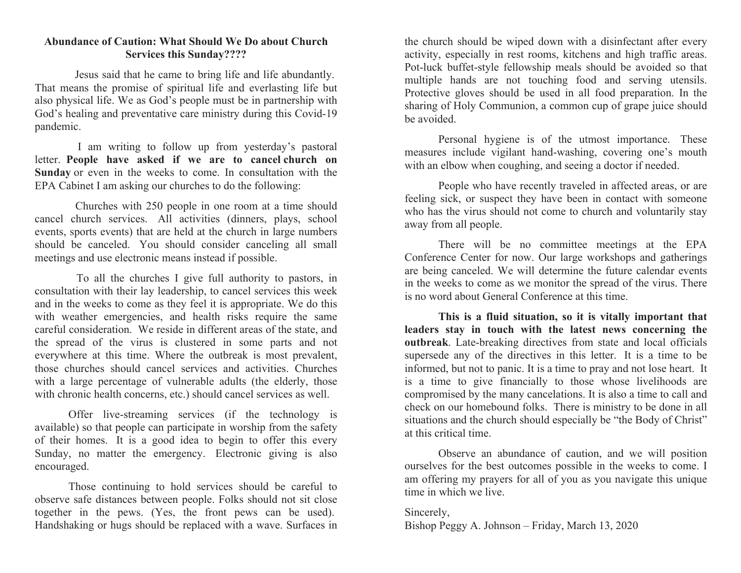**Abundance of Caution: What Should We Do about Church Services this Sunday????**

Jesus said that he came to bring life and life abundantly. That means the promise of spiritual life and everlasting life but also physical life. We as God's people must be in partnership with God's healing and preventative care ministry during this Covid-19 pandemic.

I am writing to follow up from yesterday's pastoral letter. **People have asked if we are to cancel church on Sunday** or even in the weeks to come. In consultation with the EPA Cabinet I am asking our churches to do the following:

Churches with 250 people in one room at a time should cancel church services. All activities (dinners, plays, school events, sports events) that are held at the church in large numbers should be canceled. You should consider canceling all small meetings and use electronic means instead if possible.

To all the churches I give full authority to pastors, in consultation with their lay leadership, to cancel services this week and in the weeks to come as they feel it is appropriate. We do this with weather emergencies, and health risks require the same careful consideration. We reside in different areas of the state, and the spread of the virus is clustered in some parts and not everywhere at this time. Where the outbreak is most prevalent, those churches should cancel services and activities. Churches with a large percentage of vulnerable adults (the elderly, those with chronic health concerns, etc.) should cancel services as well.

Offer live-streaming services (if the technology is available) so that people can participate in worship from the safety of their homes. It is a good idea to begin to offer this every Sunday, no matter the emergency. Electronic giving is also encouraged.

Those continuing to hold services should be careful to observe safe distances between people. Folks should not sit close together in the pews. (Yes, the front pews can be used). Handshaking or hugs should be replaced with a wave. Surfaces in the church should be wiped down with a disinfectant after every activity, especially in rest rooms, kitchens and high traffic areas. Pot-luck buffet-style fellowship meals should be avoided so that multiple hands are not touching food and serving utensils. Protective gloves should be used in all food preparation. In the sharing of Holy Communion, a common cup of grape juice should be avoided.

Personal hygiene is of the utmost importance. These measures include vigilant hand-washing, covering one's mouth with an elbow when coughing, and seeing a doctor if needed.

People who have recently traveled in affected areas, or are feeling sick, or suspect they have been in contact with someone who has the virus should not come to church and voluntarily stay away from all people.

There will be no committee meetings at the EPA Conference Center for now. Our large workshops and gatherings are being canceled. We will determine the future calendar events in the weeks to come as we monitor the spread of the virus. There is no word about General Conference at this time.

**This is a fluid situation, so it is vitally important that leaders stay in touch with the latest news concerning the outbreak**. Late-breaking directives from state and local officials supersede any of the directives in this letter. It is a time to be informed, but not to panic. It is a time to pray and not lose heart. It is a time to give financially to those whose livelihoods are compromised by the many cancelations. It is also a time to call and check on our homebound folks. There is ministry to be done in all situations and the church should especially be "the Body of Christ" at this critical time.

Observe an abundance of caution, and we will position ourselves for the best outcomes possible in the weeks to come. I am offering my prayers for all of you as you navigate this unique time in which we live.

Sincerely,
Bishop Peggy A. Johnson – Friday, March 13, 2020